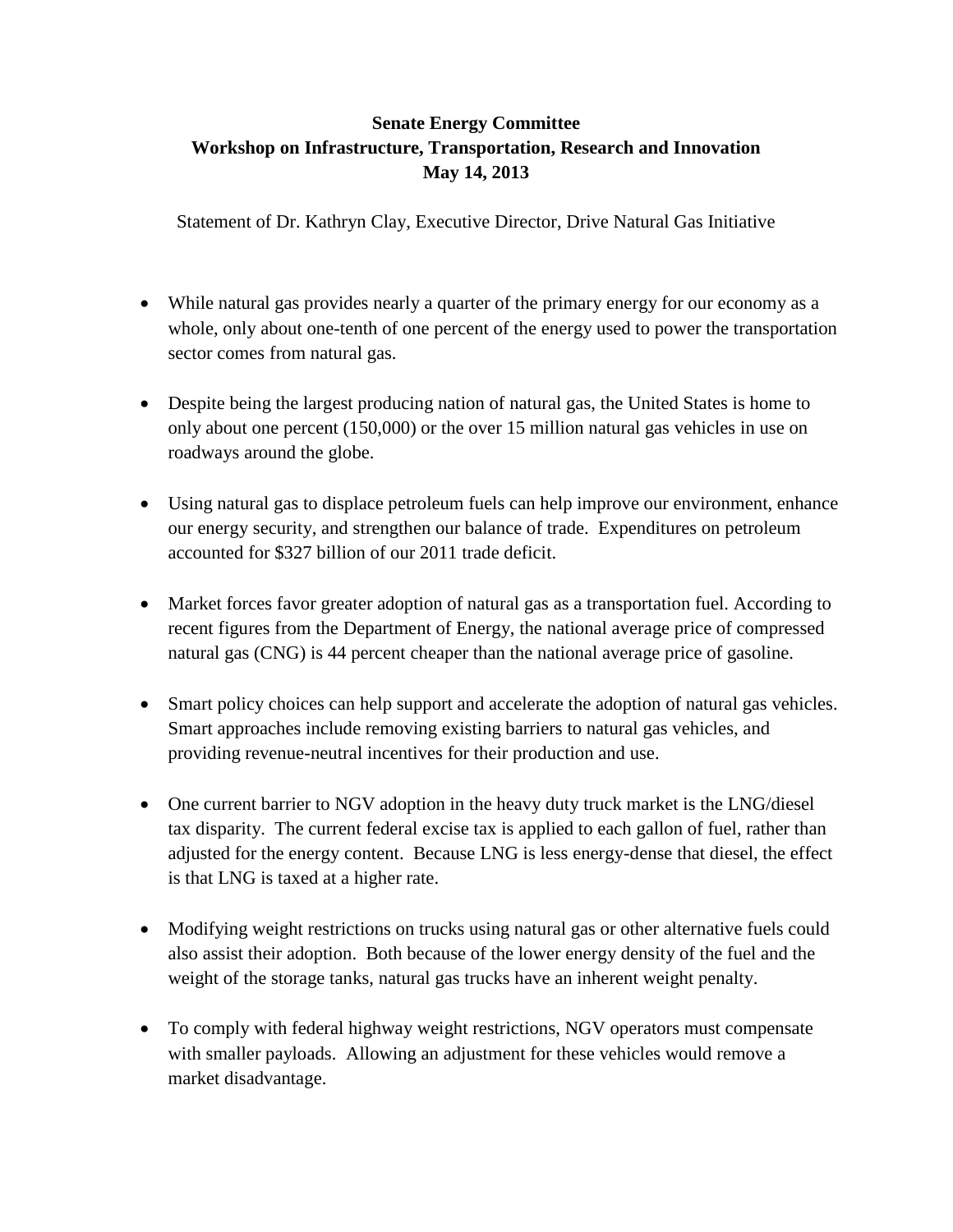**Senate Energy Committee**
**Workshop on Infrastructure, Transportation, Research and Innovation**
**May 14, 2013**

Statement of Dr. Kathryn Clay, Executive Director, Drive Natural Gas Initiative

- While natural gas provides nearly a quarter of the primary energy for our economy as a whole, only about one-tenth of one percent of the energy used to power the transportation sector comes from natural gas.

- Despite being the largest producing nation of natural gas, the United States is home to only about one percent (150,000) or the over 15 million natural gas vehicles in use on roadways around the globe.

- Using natural gas to displace petroleum fuels can help improve our environment, enhance our energy security, and strengthen our balance of trade. Expenditures on petroleum accounted for $327 billion of our 2011 trade deficit.

- Market forces favor greater adoption of natural gas as a transportation fuel. According to recent figures from the Department of Energy, the national average price of compressed natural gas (CNG) is 44 percent cheaper than the national average price of gasoline.

- Smart policy choices can help support and accelerate the adoption of natural gas vehicles. Smart approaches include removing existing barriers to natural gas vehicles, and providing revenue-neutral incentives for their production and use.

- One current barrier to NGV adoption in the heavy duty truck market is the LNG/diesel tax disparity. The current federal excise tax is applied to each gallon of fuel, rather than adjusted for the energy content. Because LNG is less energy-dense that diesel, the effect is that LNG is taxed at a higher rate.

- Modifying weight restrictions on trucks using natural gas or other alternative fuels could also assist their adoption. Both because of the lower energy density of the fuel and the weight of the storage tanks, natural gas trucks have an inherent weight penalty.

- To comply with federal highway weight restrictions, NGV operators must compensate with smaller payloads. Allowing an adjustment for these vehicles would remove a market disadvantage.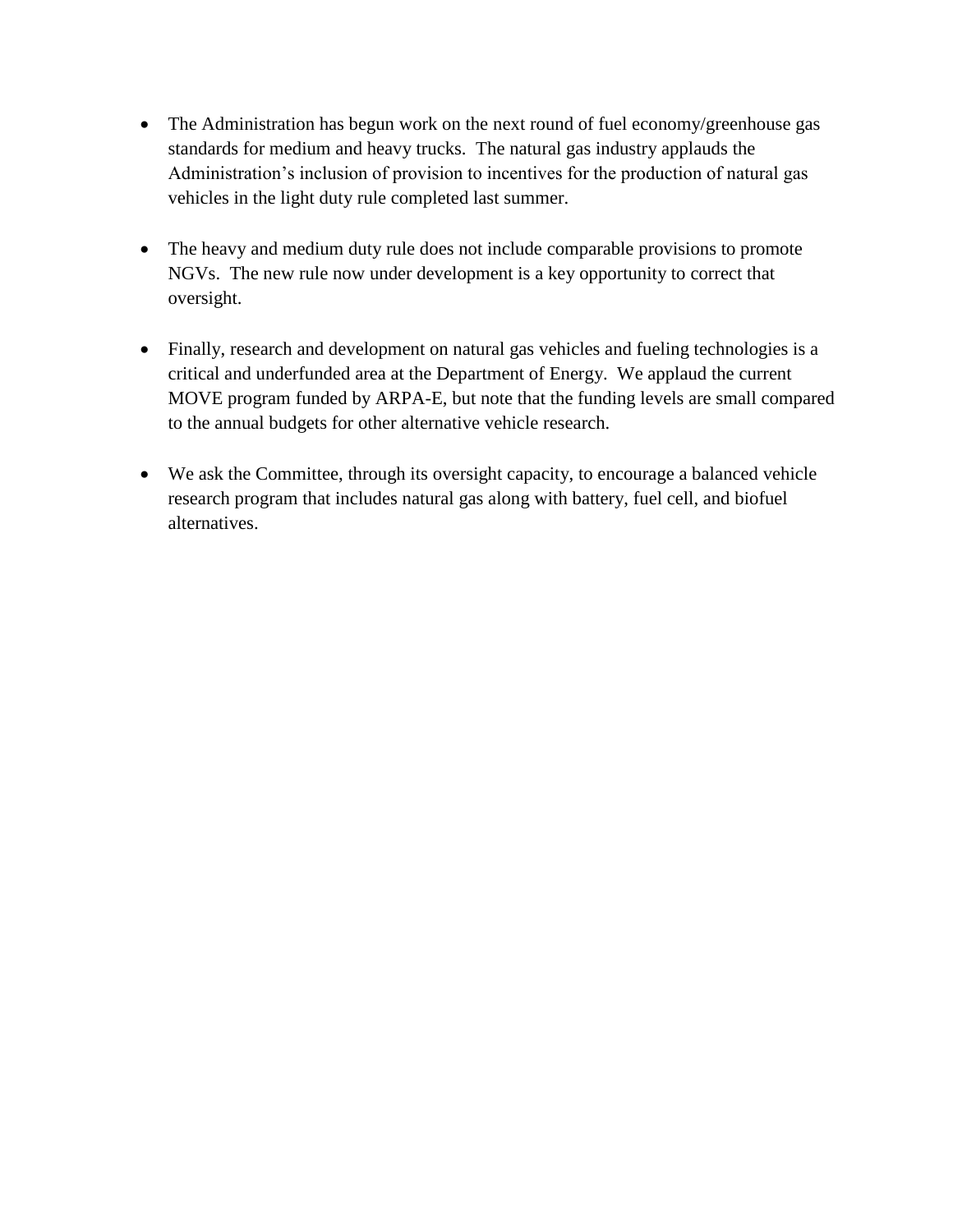- The Administration has begun work on the next round of fuel economy/greenhouse gas standards for medium and heavy trucks. The natural gas industry applauds the Administration's inclusion of provision to incentives for the production of natural gas vehicles in the light duty rule completed last summer.

- The heavy and medium duty rule does not include comparable provisions to promote NGVs. The new rule now under development is a key opportunity to correct that oversight.

- Finally, research and development on natural gas vehicles and fueling technologies is a critical and underfunded area at the Department of Energy. We applaud the current MOVE program funded by ARPA-E, but note that the funding levels are small compared to the annual budgets for other alternative vehicle research.

- We ask the Committee, through its oversight capacity, to encourage a balanced vehicle research program that includes natural gas along with battery, fuel cell, and biofuel alternatives.